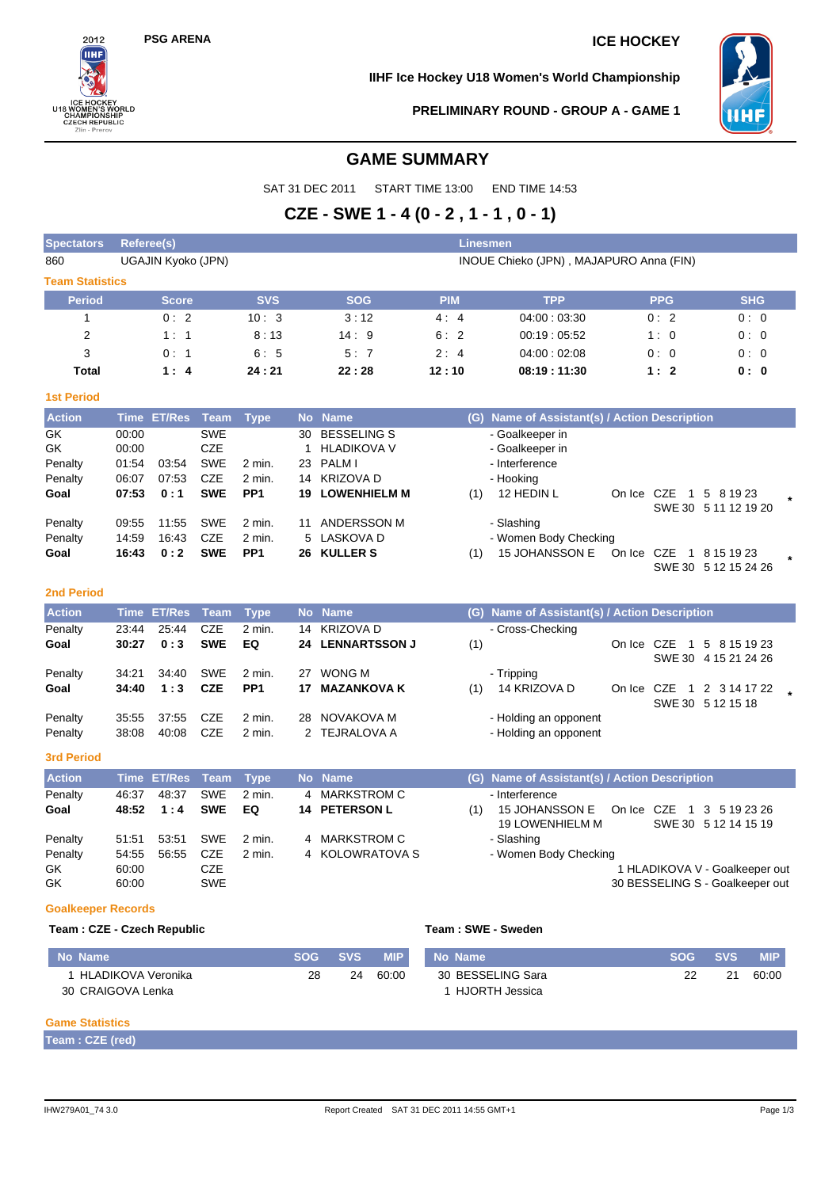PSG ARENA

ICE HOCKEY

IIHF Ice Hockey U18 Women's World Championship

PRELIMINARY ROUND - GROUP A - GAME 1

# GAME SUMMARY

SAT 31 DEC 2011    START TIME 13:00    END TIME 14:53

## CZE - SWE 1 - 4 (0 - 2 , 1 - 1 , 0 - 1)

| Spectators | Referee(s) | Linesmen |
|---|---|---|
| 860 | UGAJIN Kyoko (JPN) | INOUE Chieko (JPN) , MAJAPURO Anna (FIN) |

### Team Statistics

| Period | Score | SVS | SOG | PIM | TPP | PPG | SHG |
|---|---|---|---|---|---|---|---|
| 1 | 0 : 2 | 10 : 3 | 3 : 12 | 4 : 4 | 04:00 : 03:30 | 0 : 2 | 0 : 0 |
| 2 | 1 : 1 | 8 : 13 | 14 : 9 | 6 : 2 | 00:19 : 05:52 | 1 : 0 | 0 : 0 |
| 3 | 0 : 1 | 6 : 5 | 5 : 7 | 2 : 4 | 04:00 : 02:08 | 0 : 0 | 0 : 0 |
| **Total** | **1 : 4** | **24 : 21** | **22 : 28** | **12 : 10** | **08:19 : 11:30** | **1 : 2** | **0 : 0** |

### 1st Period

| Action | Time | ET/Res | Team | Type | No | Name | (G) | Name of Assistant(s) / Action Description | |
|---|---|---|---|---|---|---|---|---|---|
| GK | 00:00 | | SWE | | 30 | BESSELING S | | - Goalkeeper in | |
| GK | 00:00 | | CZE | | 1 | HLADIKOVA V | | - Goalkeeper in | |
| Penalty | 01:54 | 03:54 | SWE | 2 min. | 23 | PALM I | | - Interference | |
| Penalty | 06:07 | 07:53 | CZE | 2 min. | 14 | KRIZOVA D | | - Hooking | |
| **Goal** | **07:53** | **0 : 1** | **SWE** | **PP1** | **19** | **LOWENHIELM M** | (1) | 12 HEDIN L | On Ice CZE 1 5 8 19 23 / SWE 30 5 11 12 19 20 * |
| Penalty | 09:55 | 11:55 | SWE | 2 min. | 11 | ANDERSSON M | | - Slashing | |
| Penalty | 14:59 | 16:43 | CZE | 2 min. | 5 | LASKOVA D | | - Women Body Checking | |
| **Goal** | **16:43** | **0 : 2** | **SWE** | **PP1** | **26** | **KULLER S** | (1) | 15 JOHANSSON E | On Ice CZE 1 8 15 19 23 / SWE 30 5 12 15 24 26 * |

### 2nd Period

| Action | Time | ET/Res | Team | Type | No | Name | (G) | Name of Assistant(s) / Action Description | |
|---|---|---|---|---|---|---|---|---|---|
| Penalty | 23:44 | 25:44 | CZE | 2 min. | 14 | KRIZOVA D | | - Cross-Checking | |
| **Goal** | **30:27** | **0 : 3** | **SWE** | **EQ** | **24** | **LENNARTSSON J** | (1) | | On Ice CZE 1 5 8 15 19 23 / SWE 30 4 15 21 24 26 |
| Penalty | 34:21 | 34:40 | SWE | 2 min. | 27 | WONG M | | - Tripping | |
| **Goal** | **34:40** | **1 : 3** | **CZE** | **PP1** | **17** | **MAZANKOVA K** | (1) | 14 KRIZOVA D | On Ice CZE 1 2 3 14 17 22 / SWE 30 5 12 15 18 * |
| Penalty | 35:55 | 37:55 | CZE | 2 min. | 28 | NOVAKOVA M | | - Holding an opponent | |
| Penalty | 38:08 | 40:08 | CZE | 2 min. | 2 | TEJRALOVA A | | - Holding an opponent | |

### 3rd Period

| Action | Time | ET/Res | Team | Type | No | Name | (G) | Name of Assistant(s) / Action Description | |
|---|---|---|---|---|---|---|---|---|---|
| Penalty | 46:37 | 48:37 | SWE | 2 min. | 4 | MARKSTROM C | | - Interference | |
| **Goal** | **48:52** | **1 : 4** | **SWE** | **EQ** | **14** | **PETERSON L** | (1) | 15 JOHANSSON E, 19 LOWENHIELM M | On Ice CZE 1 3 5 19 23 26 / SWE 30 5 12 14 15 19 |
| Penalty | 51:51 | 53:51 | SWE | 2 min. | 4 | MARKSTROM C | | - Slashing | |
| Penalty | 54:55 | 56:55 | CZE | 2 min. | 4 | KOLOWRATOVA S | | - Women Body Checking | |
| GK | 60:00 | | CZE | | | | | | 1 HLADIKOVA V - Goalkeeper out |
| GK | 60:00 | | SWE | | | | | | 30 BESSELING S - Goalkeeper out |

### Goalkeeper Records

**Team : CZE - Czech Republic**

| No | Name | SOG | SVS | MIP |
|---|---|---|---|---|
| 1 | HLADIKOVA Veronika | 28 | 24 | 60:00 |
| 30 | CRAIGOVA Lenka | | | |

**Team : SWE - Sweden**

| No | Name | SOG | SVS | MIP |
|---|---|---|---|---|
| 30 | BESSELING Sara | 22 | 21 | 60:00 |
| 1 | HJORTH Jessica | | | |

### Game Statistics

**Team : CZE (red)**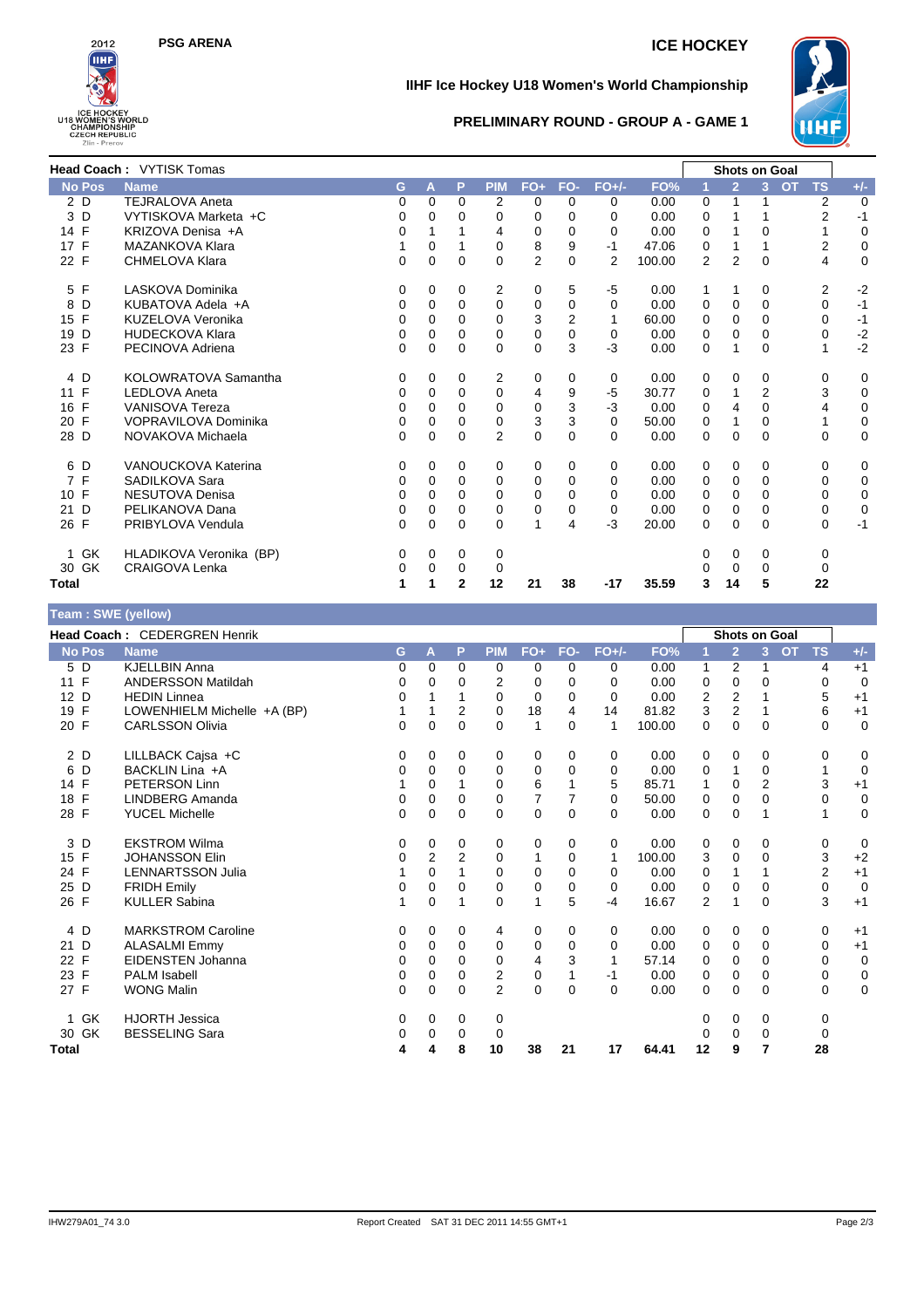# IIHF Ice Hockey U18 Women's World Championship

**PSG ARENA** — **ICE HOCKEY**

## PRELIMINARY ROUND - GROUP A - GAME 1

**Head Coach :** VYTISK Tomas

| No | Pos | Name | G | A | P | PIM | FO+ | FO- | FO+/- | FO% | Shots on Goal 1 | 2 | 3 | OT | TS | +/- |
|---|---|---|---|---|---|---|---|---|---|---|---|---|---|---|---|---|
| 2 | D | TEJRALOVA Aneta | 0 | 0 | 0 | 2 | 0 | 0 | 0 | 0.00 | 0 | 1 | 1 | | 2 | 0 |
| 3 | D | VYTISKOVA Marketa +C | 0 | 0 | 0 | 0 | 0 | 0 | 0 | 0.00 | 0 | 1 | 1 | | 2 | -1 |
| 14 | F | KRIZOVA Denisa +A | 0 | 1 | 1 | 4 | 0 | 0 | 0 | 0.00 | 0 | 1 | 0 | | 1 | 0 |
| 17 | F | MAZANKOVA Klara | 1 | 0 | 1 | 0 | 8 | 9 | -1 | 47.06 | 0 | 1 | 1 | | 2 | 0 |
| 22 | F | CHMELOVA Klara | 0 | 0 | 0 | 0 | 2 | 0 | 2 | 100.00 | 2 | 2 | 0 | | 4 | 0 |
| 5 | F | LASKOVA Dominika | 0 | 0 | 0 | 2 | 0 | 5 | -5 | 0.00 | 1 | 1 | 0 | | 2 | -2 |
| 8 | D | KUBATOVA Adela +A | 0 | 0 | 0 | 0 | 0 | 0 | 0 | 0.00 | 0 | 0 | 0 | | 0 | -1 |
| 15 | F | KUZELOVA Veronika | 0 | 0 | 0 | 0 | 3 | 2 | 1 | 60.00 | 0 | 0 | 0 | | 0 | -1 |
| 19 | D | HUDECKOVA Klara | 0 | 0 | 0 | 0 | 0 | 0 | 0 | 0.00 | 0 | 0 | 0 | | 0 | -2 |
| 23 | F | PECINOVA Adriena | 0 | 0 | 0 | 0 | 0 | 3 | -3 | 0.00 | 0 | 1 | 0 | | 1 | -2 |
| 4 | D | KOLOWRATOVA Samantha | 0 | 0 | 0 | 2 | 0 | 0 | 0 | 0.00 | 0 | 0 | 0 | | 0 | 0 |
| 11 | F | LEDLOVA Aneta | 0 | 0 | 0 | 0 | 4 | 9 | -5 | 30.77 | 0 | 1 | 2 | | 3 | 0 |
| 16 | F | VANISOVA Tereza | 0 | 0 | 0 | 0 | 0 | 3 | -3 | 0.00 | 0 | 4 | 0 | | 4 | 0 |
| 20 | F | VOPRAVILOVA Dominika | 0 | 0 | 0 | 0 | 3 | 3 | 0 | 50.00 | 0 | 1 | 0 | | 1 | 0 |
| 28 | D | NOVAKOVA Michaela | 0 | 0 | 0 | 2 | 0 | 0 | 0 | 0.00 | 0 | 0 | 0 | | 0 | 0 |
| 6 | D | VANOUCKOVA Katerina | 0 | 0 | 0 | 0 | 0 | 0 | 0 | 0.00 | 0 | 0 | 0 | | 0 | 0 |
| 7 | F | SADILKOVA Sara | 0 | 0 | 0 | 0 | 0 | 0 | 0 | 0.00 | 0 | 0 | 0 | | 0 | 0 |
| 10 | F | NESUTOVA Denisa | 0 | 0 | 0 | 0 | 0 | 0 | 0 | 0.00 | 0 | 0 | 0 | | 0 | 0 |
| 21 | D | PELIKANOVA Dana | 0 | 0 | 0 | 0 | 0 | 0 | 0 | 0.00 | 0 | 0 | 0 | | 0 | 0 |
| 26 | F | PRIBYLOVA Vendula | 0 | 0 | 0 | 0 | 1 | 4 | -3 | 20.00 | 0 | 0 | 0 | | 0 | -1 |
| 1 | GK | HLADIKOVA Veronika (BP) | 0 | 0 | 0 | 0 | | | | | 0 | 0 | 0 | | 0 | |
| 30 | GK | CRAIGOVA Lenka | 0 | 0 | 0 | 0 | | | | | 0 | 0 | 0 | | 0 | |
| **Total** | | | **1** | **1** | **2** | **12** | **21** | **38** | **-17** | **35.59** | **3** | **14** | **5** | | **22** | |

**Team : SWE (yellow)**

**Head Coach :** CEDERGREN Henrik

| No | Pos | Name | G | A | P | PIM | FO+ | FO- | FO+/- | FO% | Shots on Goal 1 | 2 | 3 | OT | TS | +/- |
|---|---|---|---|---|---|---|---|---|---|---|---|---|---|---|---|---|
| 5 | D | KJELLBIN Anna | 0 | 0 | 0 | 0 | 0 | 0 | 0 | 0.00 | 1 | 2 | 1 | | 4 | +1 |
| 11 | F | ANDERSSON Matildah | 0 | 0 | 0 | 2 | 0 | 0 | 0 | 0.00 | 0 | 0 | 0 | | 0 | 0 |
| 12 | D | HEDIN Linnea | 0 | 1 | 1 | 0 | 0 | 0 | 0 | 0.00 | 2 | 2 | 1 | | 5 | +1 |
| 19 | F | LOWENHIELM Michelle +A (BP) | 1 | 1 | 2 | 0 | 18 | 4 | 14 | 81.82 | 3 | 2 | 1 | | 6 | +1 |
| 20 | F | CARLSSON Olivia | 0 | 0 | 0 | 0 | 1 | 0 | 1 | 100.00 | 0 | 0 | 0 | | 0 | 0 |
| 2 | D | LILLBACK Cajsa +C | 0 | 0 | 0 | 0 | 0 | 0 | 0 | 0.00 | 0 | 0 | 0 | | 0 | 0 |
| 6 | D | BACKLIN Lina +A | 0 | 0 | 0 | 0 | 0 | 0 | 0 | 0.00 | 0 | 1 | 0 | | 1 | 0 |
| 14 | F | PETERSON Linn | 1 | 0 | 1 | 0 | 6 | 1 | 5 | 85.71 | 1 | 0 | 2 | | 3 | +1 |
| 18 | F | LINDBERG Amanda | 0 | 0 | 0 | 0 | 7 | 7 | 0 | 50.00 | 0 | 0 | 0 | | 0 | 0 |
| 28 | F | YUCEL Michelle | 0 | 0 | 0 | 0 | 0 | 0 | 0 | 0.00 | 0 | 0 | 1 | | 1 | 0 |
| 3 | D | EKSTROM Wilma | 0 | 0 | 0 | 0 | 0 | 0 | 0 | 0.00 | 0 | 0 | 0 | | 0 | 0 |
| 15 | F | JOHANSSON Elin | 0 | 2 | 2 | 0 | 1 | 0 | 1 | 100.00 | 3 | 0 | 0 | | 3 | +2 |
| 24 | F | LENNARTSSON Julia | 1 | 0 | 1 | 0 | 0 | 0 | 0 | 0.00 | 0 | 1 | 1 | | 2 | +1 |
| 25 | D | FRIDH Emily | 0 | 0 | 0 | 0 | 0 | 0 | 0 | 0.00 | 0 | 0 | 0 | | 0 | 0 |
| 26 | F | KULLER Sabina | 1 | 0 | 1 | 0 | 1 | 5 | -4 | 16.67 | 2 | 1 | 0 | | 3 | +1 |
| 4 | D | MARKSTROM Caroline | 0 | 0 | 0 | 4 | 0 | 0 | 0 | 0.00 | 0 | 0 | 0 | | 0 | +1 |
| 21 | D | ALASALMI Emmy | 0 | 0 | 0 | 0 | 0 | 0 | 0 | 0.00 | 0 | 0 | 0 | | 0 | +1 |
| 22 | F | EIDENSTEN Johanna | 0 | 0 | 0 | 0 | 4 | 3 | 1 | 57.14 | 0 | 0 | 0 | | 0 | 0 |
| 23 | F | PALM Isabell | 0 | 0 | 0 | 2 | 0 | 1 | -1 | 0.00 | 0 | 0 | 0 | | 0 | 0 |
| 27 | F | WONG Malin | 0 | 0 | 0 | 2 | 0 | 0 | 0 | 0.00 | 0 | 0 | 0 | | 0 | 0 |
| 1 | GK | HJORTH Jessica | 0 | 0 | 0 | 0 | | | | | 0 | 0 | 0 | | 0 | |
| 30 | GK | BESSELING Sara | 0 | 0 | 0 | 0 | | | | | 0 | 0 | 0 | | 0 | |
| **Total** | | | **4** | **4** | **8** | **10** | **38** | **21** | **17** | **64.41** | **12** | **9** | **7** | | **28** | |

IHW279A01_74 3.0 — Report Created SAT 31 DEC 2011 14:55 GMT+1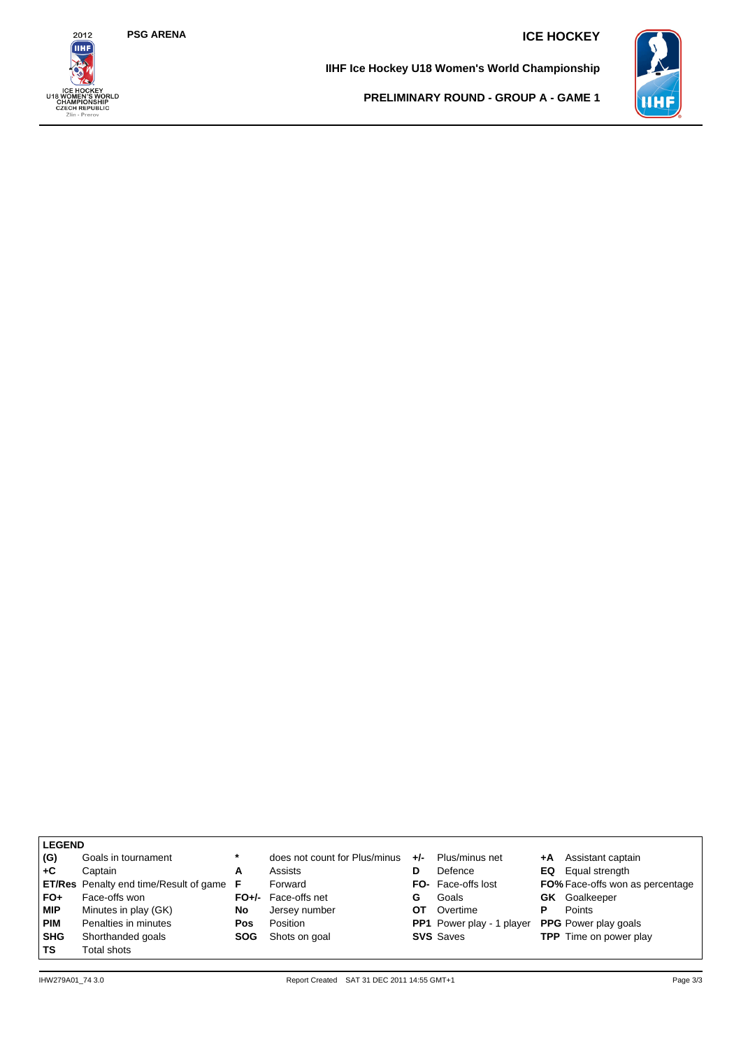**PSG ARENA**

**ICE HOCKEY**

**IIHF Ice Hockey U18 Women's World Championship**

**PRELIMINARY ROUND - GROUP A - GAME 1**

| LEGEND | | | | | | | |
|---|---|---|---|---|---|---|---|
| **(G)** Goals in tournament | | **\*** | does not count for Plus/minus | **+/-** | Plus/minus net | **+A** | Assistant captain |
| **+C** | Captain | **A** | Assists | **D** | Defence | **EQ** | Equal strength |
| **ET/Res** | Penalty end time/Result of game | **F** | Forward | **FO-** | Face-offs lost | **FO%** | Face-offs won as percentage |
| **FO+** | Face-offs won | **FO+/-** | Face-offs net | **G** | Goals | **GK** | Goalkeeper |
| **MIP** | Minutes in play (GK) | **No** | Jersey number | **OT** | Overtime | **P** | Points |
| **PIM** | Penalties in minutes | **Pos** | Position | **PP1** | Power play - 1 player | **PPG** | Power play goals |
| **SHG** | Shorthanded goals | **SOG** | Shots on goal | **SVS** | Saves | **TPP** | Time on power play |
| **TS** | Total shots | | | | | | |

IHW279A01_74 3.0 Report Created SAT 31 DEC 2011 14:55 GMT+1